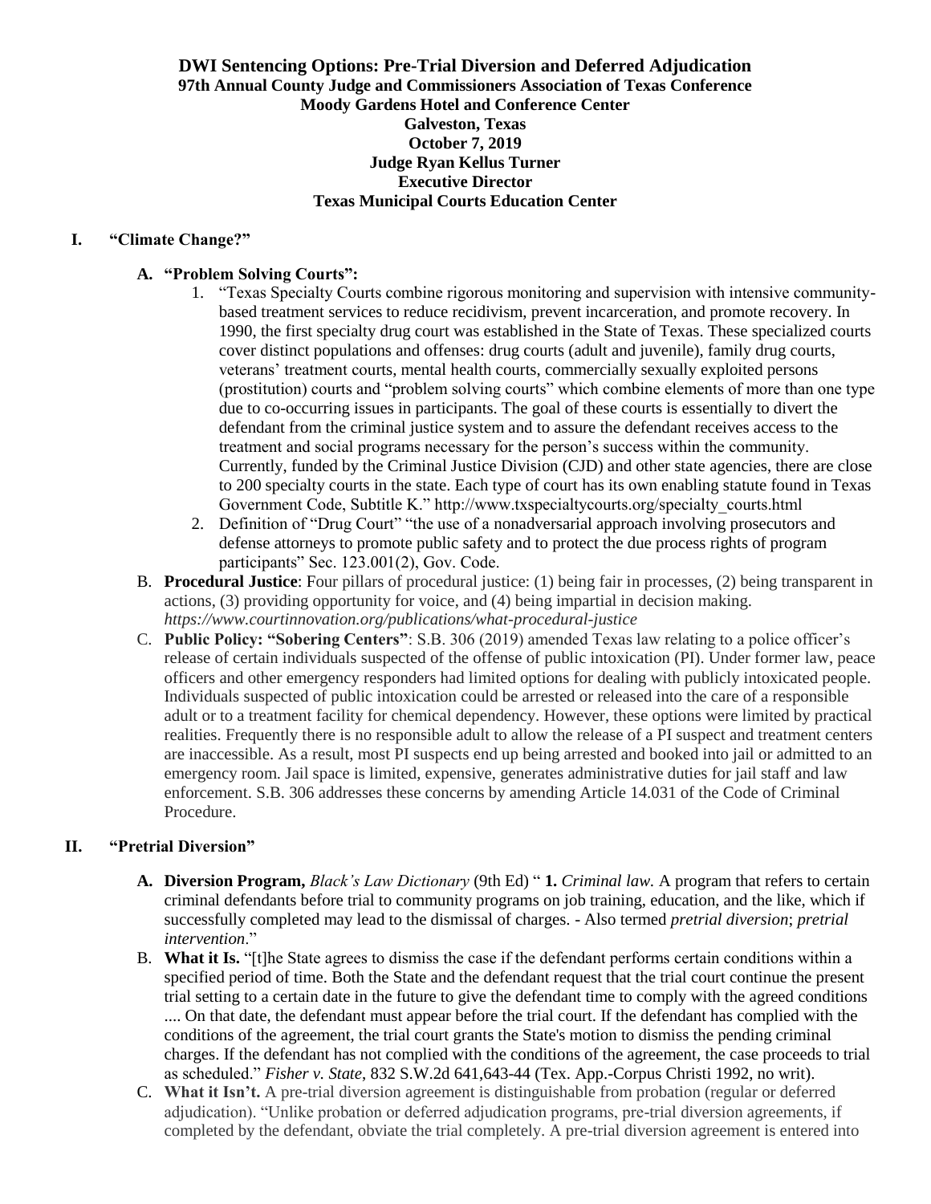**DWI Sentencing Options: Pre-Trial Diversion and Deferred Adjudication**
**97th Annual County Judge and Commissioners Association of Texas Conference**
**Moody Gardens Hotel and Conference Center**
**Galveston, Texas**
**October 7, 2019**
**Judge Ryan Kellus Turner**
**Executive Director**
**Texas Municipal Courts Education Center**

## I. "Climate Change?"

### A. "Problem Solving Courts":

1. "Texas Specialty Courts combine rigorous monitoring and supervision with intensive community-based treatment services to reduce recidivism, prevent incarceration, and promote recovery. In 1990, the first specialty drug court was established in the State of Texas. These specialized courts cover distinct populations and offenses: drug courts (adult and juvenile), family drug courts, veterans' treatment courts, mental health courts, commercially sexually exploited persons (prostitution) courts and "problem solving courts" which combine elements of more than one type due to co-occurring issues in participants. The goal of these courts is essentially to divert the defendant from the criminal justice system and to assure the defendant receives access to the treatment and social programs necessary for the person's success within the community. Currently, funded by the Criminal Justice Division (CJD) and other state agencies, there are close to 200 specialty courts in the state. Each type of court has its own enabling statute found in Texas Government Code, Subtitle K." http://www.txspecialtycourts.org/specialty_courts.html
2. Definition of "Drug Court" "the use of a nonadversarial approach involving prosecutors and defense attorneys to promote public safety and to protect the due process rights of program participants" Sec. 123.001(2), Gov. Code.

B. **Procedural Justice**: Four pillars of procedural justice: (1) being fair in processes, (2) being transparent in actions, (3) providing opportunity for voice, and (4) being impartial in decision making. *https://www.courtinnovation.org/publications/what-procedural-justice*

C. **Public Policy: "Sobering Centers"**: S.B. 306 (2019) amended Texas law relating to a police officer's release of certain individuals suspected of the offense of public intoxication (PI). Under former law, peace officers and other emergency responders had limited options for dealing with publicly intoxicated people. Individuals suspected of public intoxication could be arrested or released into the care of a responsible adult or to a treatment facility for chemical dependency. However, these options were limited by practical realities. Frequently there is no responsible adult to allow the release of a PI suspect and treatment centers are inaccessible. As a result, most PI suspects end up being arrested and booked into jail or admitted to an emergency room. Jail space is limited, expensive, generates administrative duties for jail staff and law enforcement. S.B. 306 addresses these concerns by amending Article 14.031 of the Code of Criminal Procedure.

## II. "Pretrial Diversion"

A. **Diversion Program,** *Black's Law Dictionary* (9th Ed) " **1.** *Criminal law.* A program that refers to certain criminal defendants before trial to community programs on job training, education, and the like, which if successfully completed may lead to the dismissal of charges. - Also termed *pretrial diversion*; *pretrial intervention*."

B. **What it Is.** "[t]he State agrees to dismiss the case if the defendant performs certain conditions within a specified period of time. Both the State and the defendant request that the trial court continue the present trial setting to a certain date in the future to give the defendant time to comply with the agreed conditions .... On that date, the defendant must appear before the trial court. If the defendant has complied with the conditions of the agreement, the trial court grants the State's motion to dismiss the pending criminal charges. If the defendant has not complied with the conditions of the agreement, the case proceeds to trial as scheduled." *Fisher v. State*, 832 S.W.2d 641,643-44 (Tex. App.-Corpus Christi 1992, no writ).

C. **What it Isn't.** A pre-trial diversion agreement is distinguishable from probation (regular or deferred adjudication). "Unlike probation or deferred adjudication programs, pre-trial diversion agreements, if completed by the defendant, obviate the trial completely. A pre-trial diversion agreement is entered into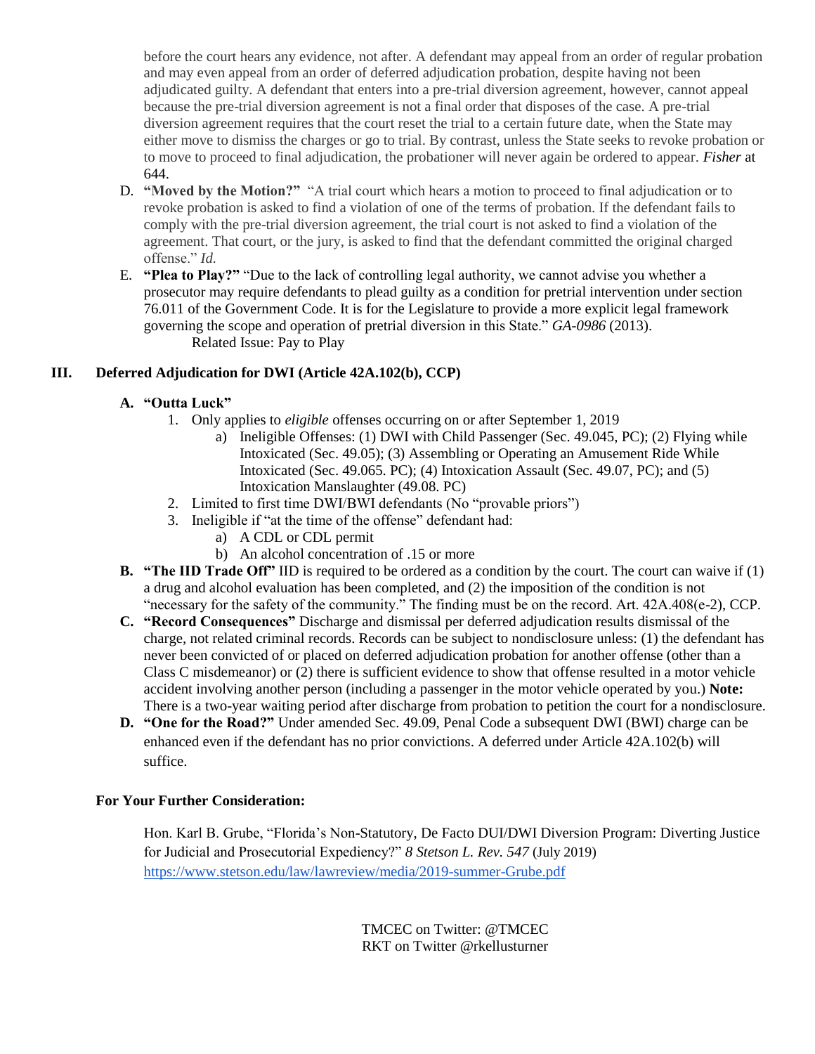before the court hears any evidence, not after. A defendant may appeal from an order of regular probation and may even appeal from an order of deferred adjudication probation, despite having not been adjudicated guilty. A defendant that enters into a pre-trial diversion agreement, however, cannot appeal because the pre-trial diversion agreement is not a final order that disposes of the case. A pre-trial diversion agreement requires that the court reset the trial to a certain future date, when the State may either move to dismiss the charges or go to trial. By contrast, unless the State seeks to revoke probation or to move to proceed to final adjudication, the probationer will never again be ordered to appear. *Fisher* at 644.

D. **"Moved by the Motion?"** "A trial court which hears a motion to proceed to final adjudication or to revoke probation is asked to find a violation of one of the terms of probation. If the defendant fails to comply with the pre-trial diversion agreement, the trial court is not asked to find a violation of the agreement. That court, or the jury, is asked to find that the defendant committed the original charged offense." *Id.*

E. **"Plea to Play?"** "Due to the lack of controlling legal authority, we cannot advise you whether a prosecutor may require defendants to plead guilty as a condition for pretrial intervention under section 76.011 of the Government Code. It is for the Legislature to provide a more explicit legal framework governing the scope and operation of pretrial diversion in this State." *GA-0986* (2013).
    Related Issue: Pay to Play

## III. Deferred Adjudication for DWI (Article 42A.102(b), CCP)

**A. "Outta Luck"**

1. Only applies to *eligible* offenses occurring on or after September 1, 2019
    a) Ineligible Offenses: (1) DWI with Child Passenger (Sec. 49.045, PC); (2) Flying while Intoxicated (Sec. 49.05); (3) Assembling or Operating an Amusement Ride While Intoxicated (Sec. 49.065. PC); (4) Intoxication Assault (Sec. 49.07, PC); and (5) Intoxication Manslaughter (49.08. PC)
2. Limited to first time DWI/BWI defendants (No "provable priors")
3. Ineligible if "at the time of the offense" defendant had:
    a) A CDL or CDL permit
    b) An alcohol concentration of .15 or more

**B. "The IID Trade Off"** IID is required to be ordered as a condition by the court. The court can waive if (1) a drug and alcohol evaluation has been completed, and (2) the imposition of the condition is not "necessary for the safety of the community." The finding must be on the record. Art. 42A.408(e-2), CCP.

**C. "Record Consequences"** Discharge and dismissal per deferred adjudication results dismissal of the charge, not related criminal records. Records can be subject to nondisclosure unless: (1) the defendant has never been convicted of or placed on deferred adjudication probation for another offense (other than a Class C misdemeanor) or (2) there is sufficient evidence to show that offense resulted in a motor vehicle accident involving another person (including a passenger in the motor vehicle operated by you.) **Note:** There is a two-year waiting period after discharge from probation to petition the court for a nondisclosure.

**D. "One for the Road?"** Under amended Sec. 49.09, Penal Code a subsequent DWI (BWI) charge can be enhanced even if the defendant has no prior convictions. A deferred under Article 42A.102(b) will suffice.

**For Your Further Consideration:**

Hon. Karl B. Grube, "Florida's Non-Statutory, De Facto DUI/DWI Diversion Program: Diverting Justice for Judicial and Prosecutorial Expediency?" *8 Stetson L. Rev. 547* (July 2019)
https://www.stetson.edu/law/lawreview/media/2019-summer-Grube.pdf

TMCEC on Twitter: @TMCEC
RKT on Twitter @rkellusturner